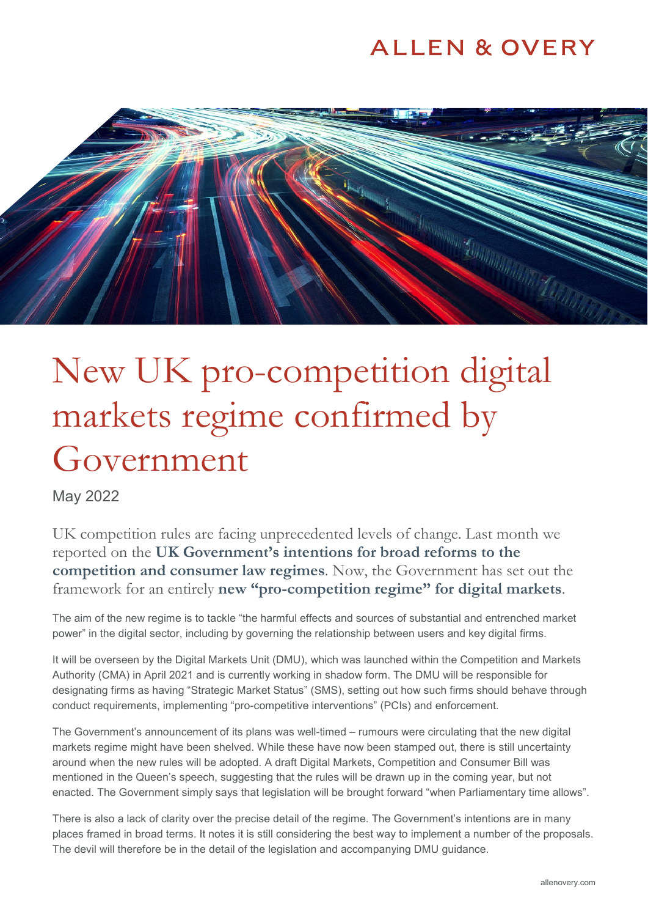# New UK pro-competition digital markets regime confirmed by Government

May 2022

UK competition rules are facing unprecedented levels of change. Last month we reported on the **UK Government's intentions for broad reforms to the competition and consumer law regimes**. Now, the Government has set out the framework for an entirely **new "pro-competition regime" for digital markets**.

The aim of the new regime is to tackle "the harmful effects and sources of substantial and entrenched market power" in the digital sector, including by governing the relationship between users and key digital firms.

It will be overseen by the Digital Markets Unit (DMU), which was launched within the Competition and Markets Authority (CMA) in April 2021 and is currently working in shadow form. The DMU will be responsible for designating firms as having "Strategic Market Status" (SMS), setting out how such firms should behave through conduct requirements, implementing "pro-competitive interventions" (PCIs) and enforcement.

The Government's announcement of its plans was well-timed – rumours were circulating that the new digital markets regime might have been shelved. While these have now been stamped out, there is still uncertainty around when the new rules will be adopted. A draft Digital Markets, Competition and Consumer Bill was mentioned in the Queen's speech, suggesting that the rules will be drawn up in the coming year, but not enacted. The Government simply says that legislation will be brought forward "when Parliamentary time allows".

There is also a lack of clarity over the precise detail of the regime. The Government's intentions are in many places framed in broad terms. It notes it is still considering the best way to implement a number of the proposals. The devil will therefore be in the detail of the legislation and accompanying DMU guidance.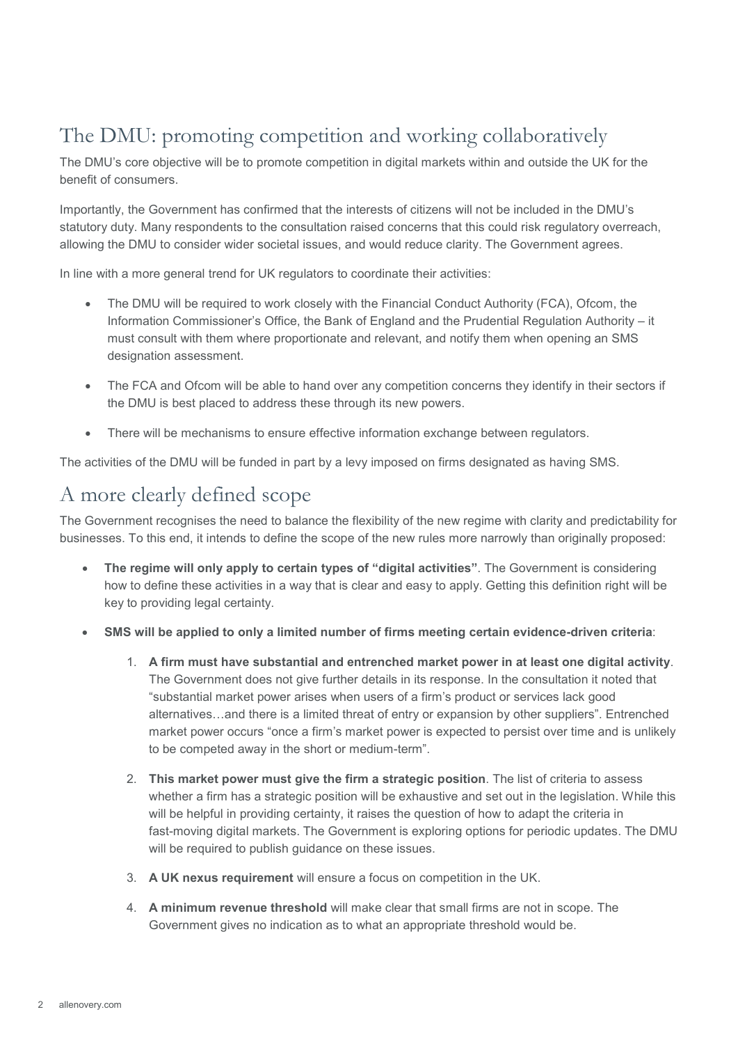## The DMU: promoting competition and working collaboratively

The DMU's core objective will be to promote competition in digital markets within and outside the UK for the benefit of consumers.

Importantly, the Government has confirmed that the interests of citizens will not be included in the DMU's statutory duty. Many respondents to the consultation raised concerns that this could risk regulatory overreach, allowing the DMU to consider wider societal issues, and would reduce clarity. The Government agrees.

In line with a more general trend for UK regulators to coordinate their activities:

- The DMU will be required to work closely with the Financial Conduct Authority (FCA), Ofcom, the Information Commissioner's Office, the Bank of England and the Prudential Regulation Authority – it must consult with them where proportionate and relevant, and notify them when opening an SMS designation assessment.
- The FCA and Ofcom will be able to hand over any competition concerns they identify in their sectors if the DMU is best placed to address these through its new powers.
- There will be mechanisms to ensure effective information exchange between regulators.

The activities of the DMU will be funded in part by a levy imposed on firms designated as having SMS.

## A more clearly defined scope

The Government recognises the need to balance the flexibility of the new regime with clarity and predictability for businesses. To this end, it intends to define the scope of the new rules more narrowly than originally proposed:

- **The regime will only apply to certain types of "digital activities"**. The Government is considering how to define these activities in a way that is clear and easy to apply. Getting this definition right will be key to providing legal certainty.
- **SMS will be applied to only a limited number of firms meeting certain evidence-driven criteria**:
  1. **A firm must have substantial and entrenched market power in at least one digital activity**. The Government does not give further details in its response. In the consultation it noted that "substantial market power arises when users of a firm's product or services lack good alternatives…and there is a limited threat of entry or expansion by other suppliers". Entrenched market power occurs "once a firm's market power is expected to persist over time and is unlikely to be competed away in the short or medium-term".
  2. **This market power must give the firm a strategic position**. The list of criteria to assess whether a firm has a strategic position will be exhaustive and set out in the legislation. While this will be helpful in providing certainty, it raises the question of how to adapt the criteria in fast-moving digital markets. The Government is exploring options for periodic updates. The DMU will be required to publish guidance on these issues.
  3. **A UK nexus requirement** will ensure a focus on competition in the UK.
  4. **A minimum revenue threshold** will make clear that small firms are not in scope. The Government gives no indication as to what an appropriate threshold would be.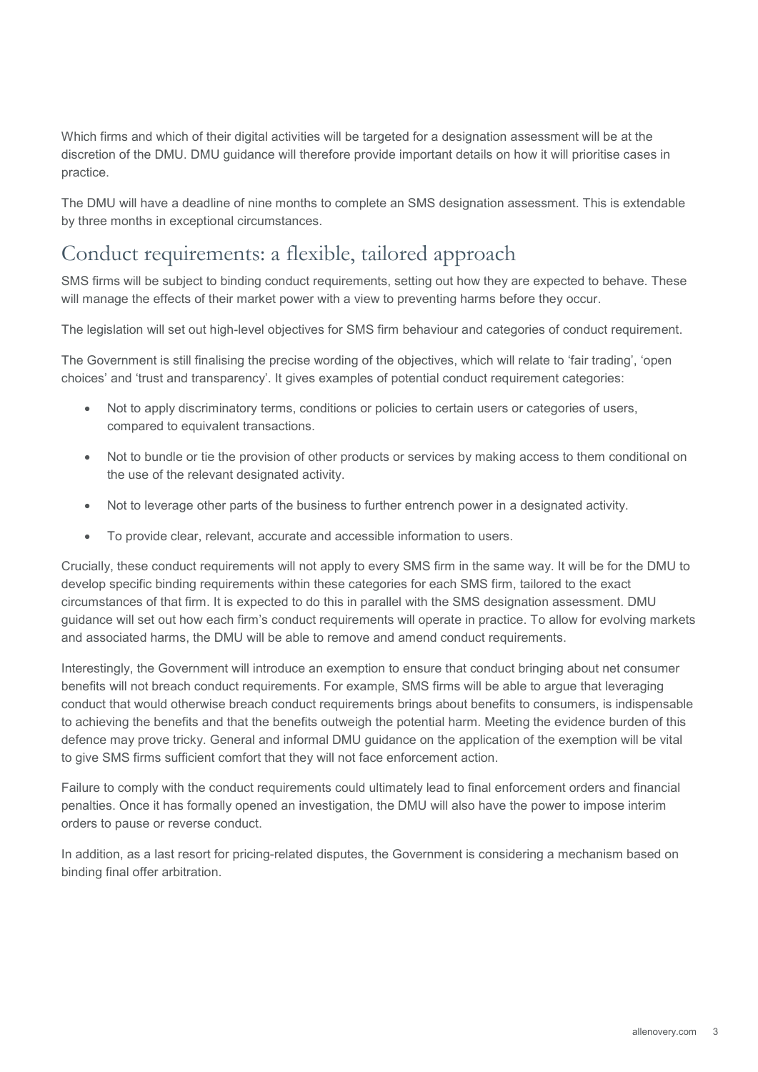Which firms and which of their digital activities will be targeted for a designation assessment will be at the discretion of the DMU. DMU guidance will therefore provide important details on how it will prioritise cases in practice.

The DMU will have a deadline of nine months to complete an SMS designation assessment. This is extendable by three months in exceptional circumstances.

## Conduct requirements: a flexible, tailored approach

SMS firms will be subject to binding conduct requirements, setting out how they are expected to behave. These will manage the effects of their market power with a view to preventing harms before they occur.

The legislation will set out high-level objectives for SMS firm behaviour and categories of conduct requirement.

The Government is still finalising the precise wording of the objectives, which will relate to 'fair trading', 'open choices' and 'trust and transparency'. It gives examples of potential conduct requirement categories:

- Not to apply discriminatory terms, conditions or policies to certain users or categories of users, compared to equivalent transactions.
- Not to bundle or tie the provision of other products or services by making access to them conditional on the use of the relevant designated activity.
- Not to leverage other parts of the business to further entrench power in a designated activity.
- To provide clear, relevant, accurate and accessible information to users.

Crucially, these conduct requirements will not apply to every SMS firm in the same way. It will be for the DMU to develop specific binding requirements within these categories for each SMS firm, tailored to the exact circumstances of that firm. It is expected to do this in parallel with the SMS designation assessment. DMU guidance will set out how each firm's conduct requirements will operate in practice. To allow for evolving markets and associated harms, the DMU will be able to remove and amend conduct requirements.

Interestingly, the Government will introduce an exemption to ensure that conduct bringing about net consumer benefits will not breach conduct requirements. For example, SMS firms will be able to argue that leveraging conduct that would otherwise breach conduct requirements brings about benefits to consumers, is indispensable to achieving the benefits and that the benefits outweigh the potential harm. Meeting the evidence burden of this defence may prove tricky. General and informal DMU guidance on the application of the exemption will be vital to give SMS firms sufficient comfort that they will not face enforcement action.

Failure to comply with the conduct requirements could ultimately lead to final enforcement orders and financial penalties. Once it has formally opened an investigation, the DMU will also have the power to impose interim orders to pause or reverse conduct.

In addition, as a last resort for pricing-related disputes, the Government is considering a mechanism based on binding final offer arbitration.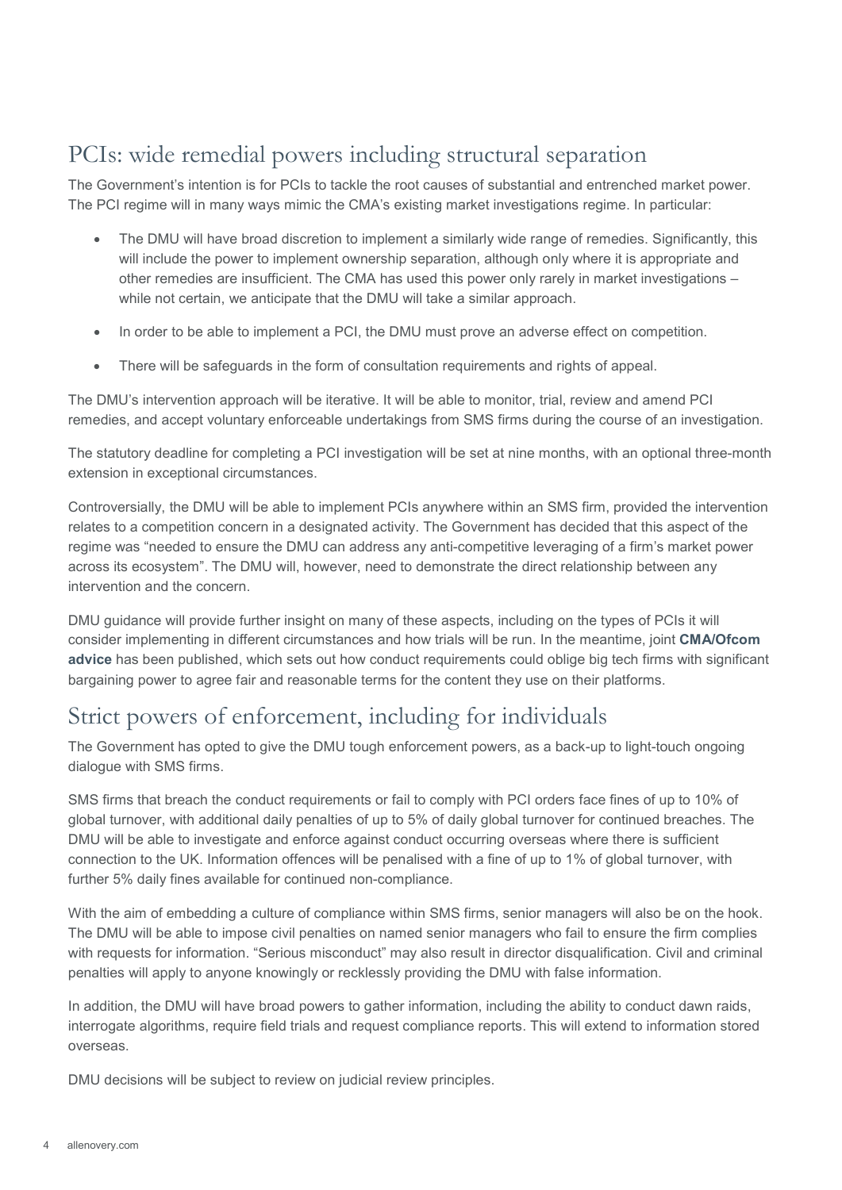## PCIs: wide remedial powers including structural separation

The Government's intention is for PCIs to tackle the root causes of substantial and entrenched market power. The PCI regime will in many ways mimic the CMA's existing market investigations regime. In particular:

- The DMU will have broad discretion to implement a similarly wide range of remedies. Significantly, this will include the power to implement ownership separation, although only where it is appropriate and other remedies are insufficient. The CMA has used this power only rarely in market investigations – while not certain, we anticipate that the DMU will take a similar approach.
- In order to be able to implement a PCI, the DMU must prove an adverse effect on competition.
- There will be safeguards in the form of consultation requirements and rights of appeal.

The DMU's intervention approach will be iterative. It will be able to monitor, trial, review and amend PCI remedies, and accept voluntary enforceable undertakings from SMS firms during the course of an investigation.

The statutory deadline for completing a PCI investigation will be set at nine months, with an optional three-month extension in exceptional circumstances.

Controversially, the DMU will be able to implement PCIs anywhere within an SMS firm, provided the intervention relates to a competition concern in a designated activity. The Government has decided that this aspect of the regime was "needed to ensure the DMU can address any anti-competitive leveraging of a firm's market power across its ecosystem". The DMU will, however, need to demonstrate the direct relationship between any intervention and the concern.

DMU guidance will provide further insight on many of these aspects, including on the types of PCIs it will consider implementing in different circumstances and how trials will be run. In the meantime, joint **CMA/Ofcom advice** has been published, which sets out how conduct requirements could oblige big tech firms with significant bargaining power to agree fair and reasonable terms for the content they use on their platforms.

## Strict powers of enforcement, including for individuals

The Government has opted to give the DMU tough enforcement powers, as a back-up to light-touch ongoing dialogue with SMS firms.

SMS firms that breach the conduct requirements or fail to comply with PCI orders face fines of up to 10% of global turnover, with additional daily penalties of up to 5% of daily global turnover for continued breaches. The DMU will be able to investigate and enforce against conduct occurring overseas where there is sufficient connection to the UK. Information offences will be penalised with a fine of up to 1% of global turnover, with further 5% daily fines available for continued non-compliance.

With the aim of embedding a culture of compliance within SMS firms, senior managers will also be on the hook. The DMU will be able to impose civil penalties on named senior managers who fail to ensure the firm complies with requests for information. "Serious misconduct" may also result in director disqualification. Civil and criminal penalties will apply to anyone knowingly or recklessly providing the DMU with false information.

In addition, the DMU will have broad powers to gather information, including the ability to conduct dawn raids, interrogate algorithms, require field trials and request compliance reports. This will extend to information stored overseas.

DMU decisions will be subject to review on judicial review principles.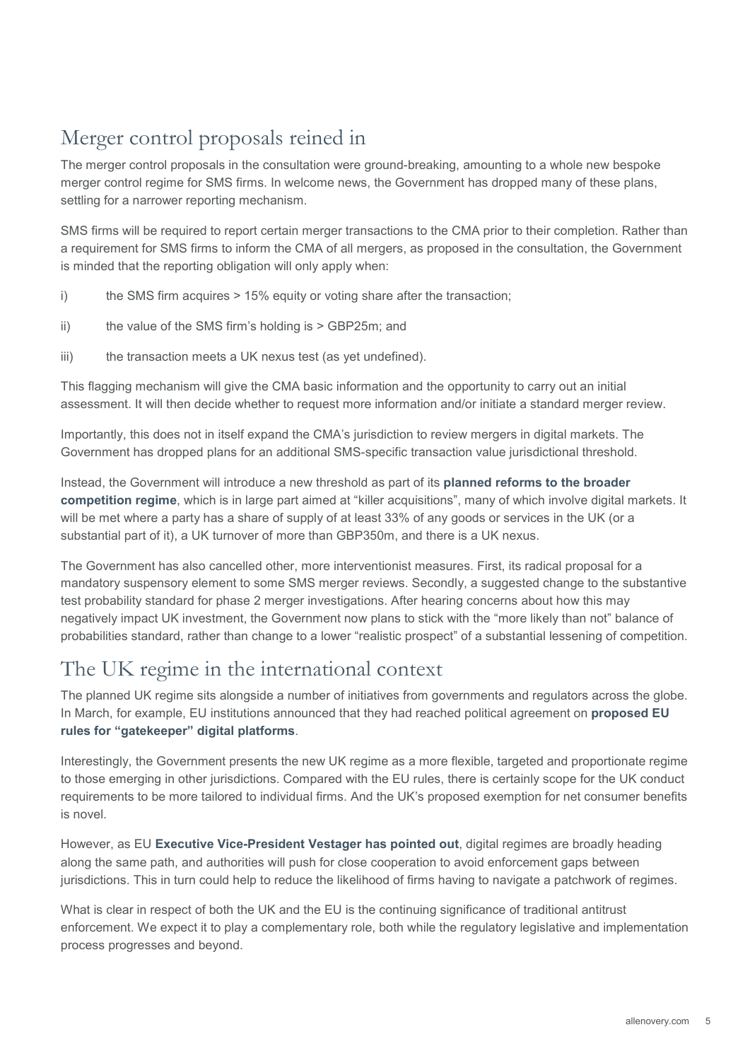## Merger control proposals reined in

The merger control proposals in the consultation were ground-breaking, amounting to a whole new bespoke merger control regime for SMS firms. In welcome news, the Government has dropped many of these plans, settling for a narrower reporting mechanism.

SMS firms will be required to report certain merger transactions to the CMA prior to their completion. Rather than a requirement for SMS firms to inform the CMA of all mergers, as proposed in the consultation, the Government is minded that the reporting obligation will only apply when:

i) the SMS firm acquires > 15% equity or voting share after the transaction;

ii) the value of the SMS firm's holding is > GBP25m; and

iii) the transaction meets a UK nexus test (as yet undefined).

This flagging mechanism will give the CMA basic information and the opportunity to carry out an initial assessment. It will then decide whether to request more information and/or initiate a standard merger review.

Importantly, this does not in itself expand the CMA's jurisdiction to review mergers in digital markets. The Government has dropped plans for an additional SMS-specific transaction value jurisdictional threshold.

Instead, the Government will introduce a new threshold as part of its **planned reforms to the broader competition regime**, which is in large part aimed at "killer acquisitions", many of which involve digital markets. It will be met where a party has a share of supply of at least 33% of any goods or services in the UK (or a substantial part of it), a UK turnover of more than GBP350m, and there is a UK nexus.

The Government has also cancelled other, more interventionist measures. First, its radical proposal for a mandatory suspensory element to some SMS merger reviews. Secondly, a suggested change to the substantive test probability standard for phase 2 merger investigations. After hearing concerns about how this may negatively impact UK investment, the Government now plans to stick with the "more likely than not" balance of probabilities standard, rather than change to a lower "realistic prospect" of a substantial lessening of competition.

## The UK regime in the international context

The planned UK regime sits alongside a number of initiatives from governments and regulators across the globe. In March, for example, EU institutions announced that they had reached political agreement on **proposed EU rules for "gatekeeper" digital platforms**.

Interestingly, the Government presents the new UK regime as a more flexible, targeted and proportionate regime to those emerging in other jurisdictions. Compared with the EU rules, there is certainly scope for the UK conduct requirements to be more tailored to individual firms. And the UK's proposed exemption for net consumer benefits is novel.

However, as EU **Executive Vice-President Vestager has pointed out**, digital regimes are broadly heading along the same path, and authorities will push for close cooperation to avoid enforcement gaps between jurisdictions. This in turn could help to reduce the likelihood of firms having to navigate a patchwork of regimes.

What is clear in respect of both the UK and the EU is the continuing significance of traditional antitrust enforcement. We expect it to play a complementary role, both while the regulatory legislative and implementation process progresses and beyond.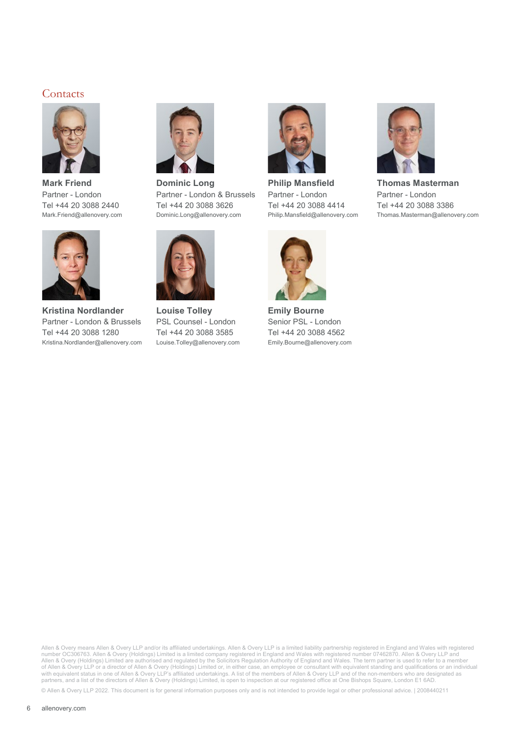## Contacts

**Mark Friend**
Partner - London
Tel +44 20 3088 2440
Mark.Friend@allenovery.com

**Dominic Long**
Partner - London & Brussels
Tel +44 20 3088 3626
Dominic.Long@allenovery.com

**Philip Mansfield**
Partner - London
Tel +44 20 3088 4414
Philip.Mansfield@allenovery.com

**Thomas Masterman**
Partner - London
Tel +44 20 3088 3386
Thomas.Masterman@allenovery.com

**Kristina Nordlander**
Partner - London & Brussels
Tel +44 20 3088 1280
Kristina.Nordlander@allenovery.com

**Louise Tolley**
PSL Counsel - London
Tel +44 20 3088 3585
Louise.Tolley@allenovery.com

**Emily Bourne**
Senior PSL - London
Tel +44 20 3088 4562
Emily.Bourne@allenovery.com

Allen & Overy means Allen & Overy LLP and/or its affiliated undertakings. Allen & Overy LLP is a limited liability partnership registered in England and Wales with registered number OC306763. Allen & Overy (Holdings) Limited is a limited company registered in England and Wales with registered number 07462870. Allen & Overy LLP and Allen & Overy (Holdings) Limited are authorised and regulated by the Solicitors Regulation Authority of England and Wales. The term partner is used to refer to a member of Allen & Overy LLP or a director of Allen & Overy (Holdings) Limited or, in either case, an employee or consultant with equivalent standing and qualifications or an individual with equivalent status in one of Allen & Overy LLP's affiliated undertakings. A list of the members of Allen & Overy LLP and of the non-members who are designated as partners, and a list of the directors of Allen & Overy (Holdings) Limited, is open to inspection at our registered office at One Bishops Square, London E1 6AD.

© Allen & Overy LLP 2022. This document is for general information purposes only and is not intended to provide legal or other professional advice. | 2008440211